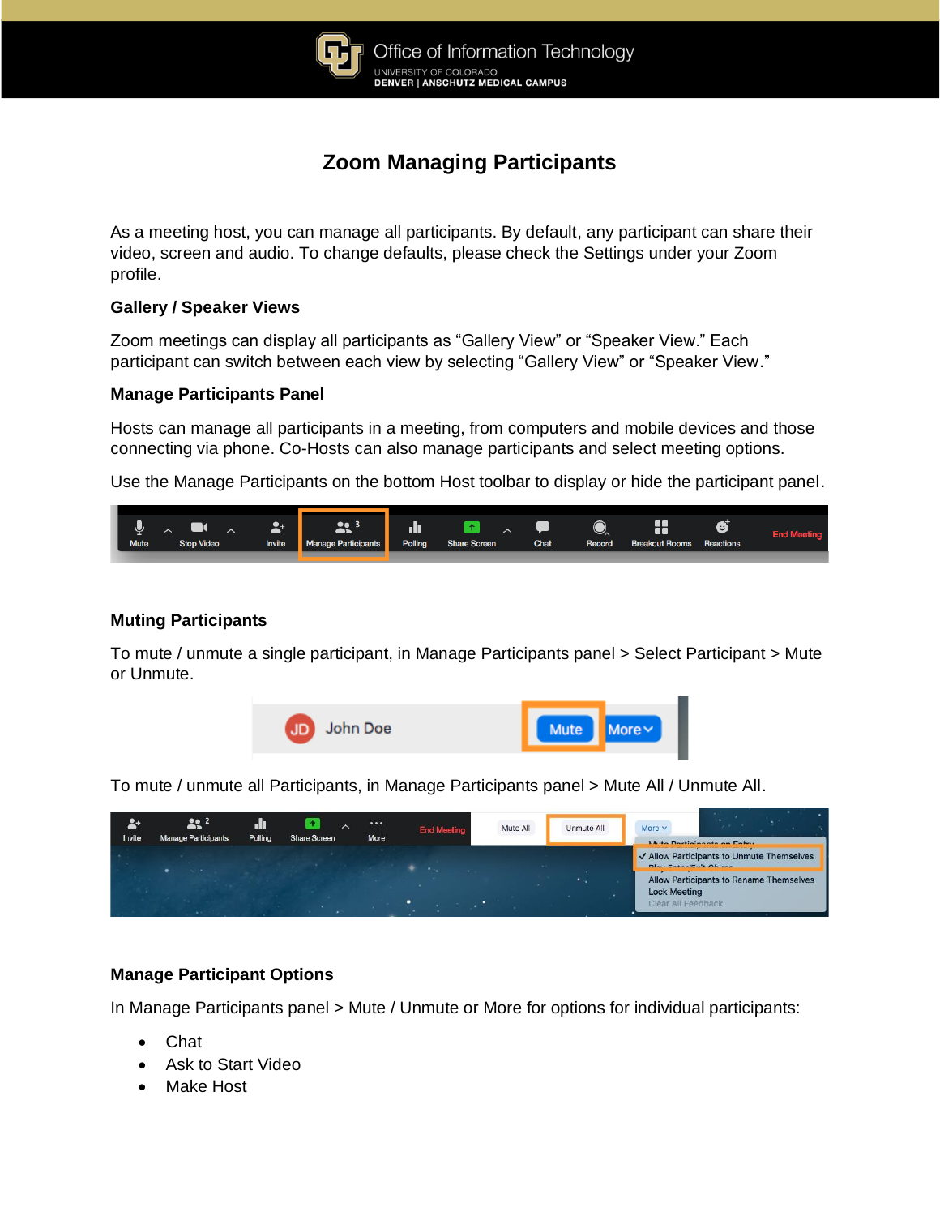# Zoom Managing Participants

As a meeting host, you can manage all participants. By default, any participant can share their video, screen and audio. To change defaults, please check the Settings under your Zoom profile.

**Gallery / Speaker Views**

Zoom meetings can display all participants as “Gallery View” or “Speaker View.” Each participant can switch between each view by selecting “Gallery View” or “Speaker View.”

**Manage Participants Panel**

Hosts can manage all participants in a meeting, from computers and mobile devices and those connecting via phone. Co-Hosts can also manage participants and select meeting options.

Use the Manage Participants on the bottom Host toolbar to display or hide the participant panel.

**Muting Participants**

To mute / unmute a single participant, in Manage Participants panel > Select Participant > Mute or Unmute.

To mute / unmute all Participants, in Manage Participants panel > Mute All / Unmute All.

**Manage Participant Options**

In Manage Participants panel > Mute / Unmute or More for options for individual participants:

- Chat
- Ask to Start Video
- Make Host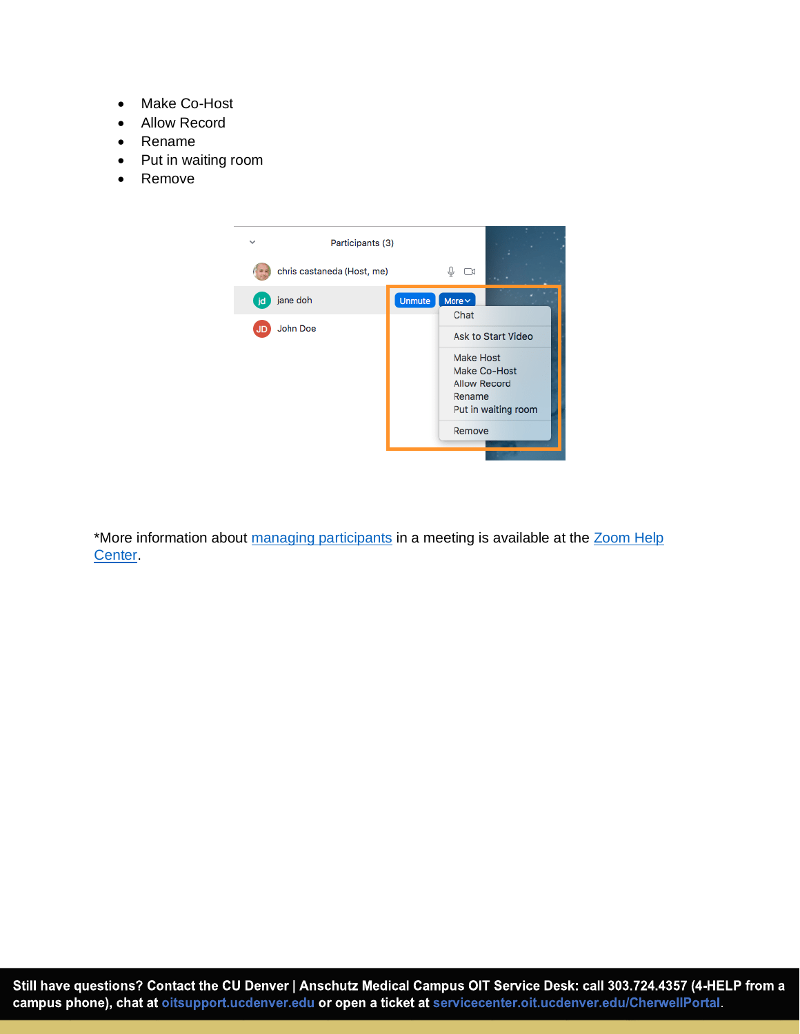- Make Co-Host
- Allow Record
- Rename
- Put in waiting room
- Remove

*More information about [managing participants](managing participants) in a meeting is available at the [Zoom Help Center](Zoom Help Center).

**Still have questions? Contact the CU Denver | Anschutz Medical Campus OIT Service Desk: call 303.724.4357 (4-HELP from a campus phone), chat at oitsupport.ucdenver.edu or open a ticket at servicecenter.oit.ucdenver.edu/CherwellPortal.**